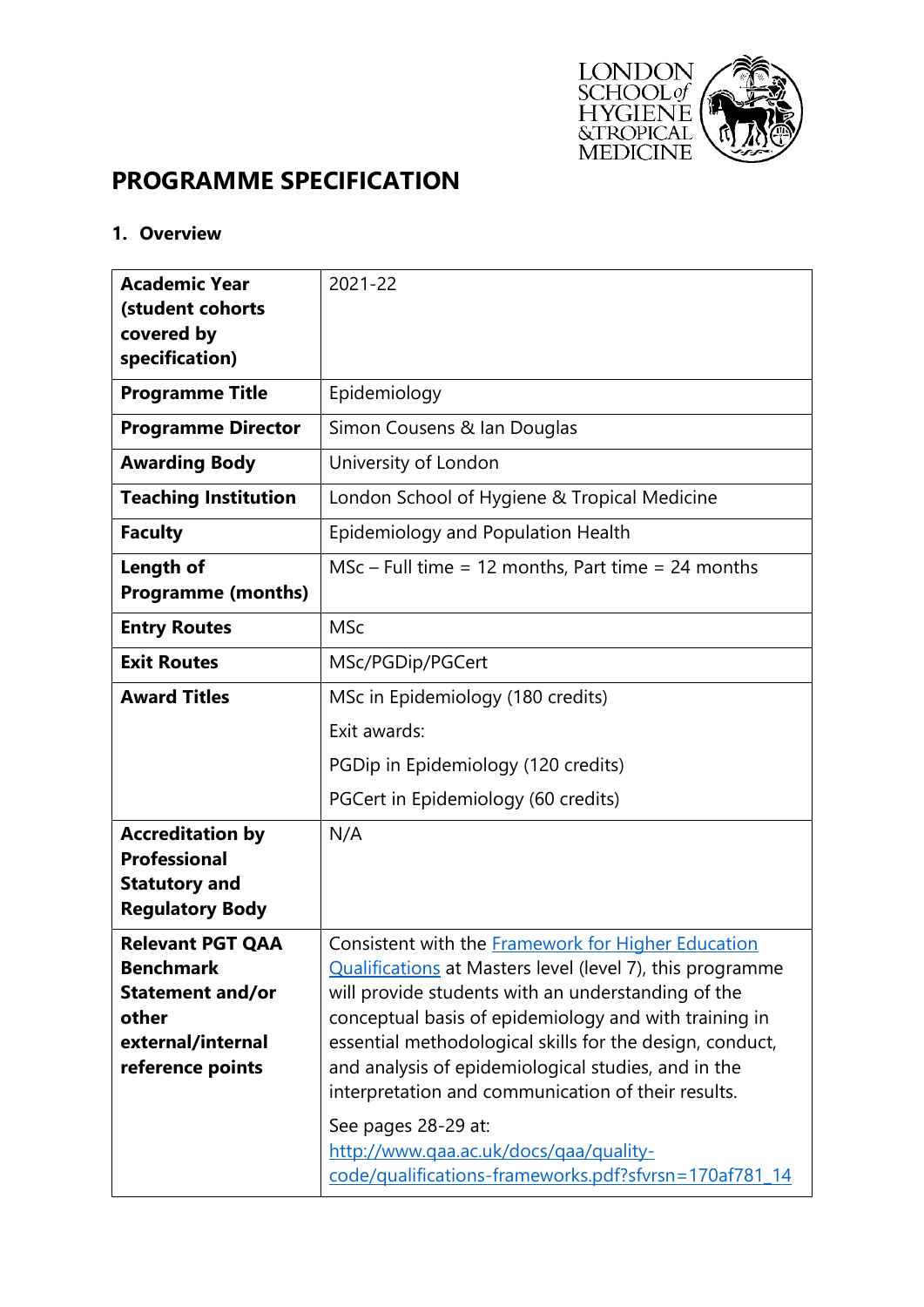# PROGRAMME SPECIFICATION

## 1. Overview

| | |
|---|---|
| **Academic Year (student cohorts covered by specification)** | 2021-22 |
| **Programme Title** | Epidemiology |
| **Programme Director** | Simon Cousens & Ian Douglas |
| **Awarding Body** | University of London |
| **Teaching Institution** | London School of Hygiene & Tropical Medicine |
| **Faculty** | Epidemiology and Population Health |
| **Length of Programme (months)** | MSc – Full time = 12 months, Part time = 24 months |
| **Entry Routes** | MSc |
| **Exit Routes** | MSc/PGDip/PGCert |
| **Award Titles** | MSc in Epidemiology (180 credits)<br><br>Exit awards:<br><br>PGDip in Epidemiology (120 credits)<br><br>PGCert in Epidemiology (60 credits) |
| **Accreditation by Professional Statutory and Regulatory Body** | N/A |
| **Relevant PGT QAA Benchmark Statement and/or other external/internal reference points** | Consistent with the [Framework for Higher Education Qualifications](http://www.qaa.ac.uk/docs/qaa/quality-code/qualifications-frameworks.pdf?sfvrsn=170af781_14) at Masters level (level 7), this programme will provide students with an understanding of the conceptual basis of epidemiology and with training in essential methodological skills for the design, conduct, and analysis of epidemiological studies, and in the interpretation and communication of their results.<br><br>See pages 28-29 at: http://www.qaa.ac.uk/docs/qaa/quality-code/qualifications-frameworks.pdf?sfvrsn=170af781_14 |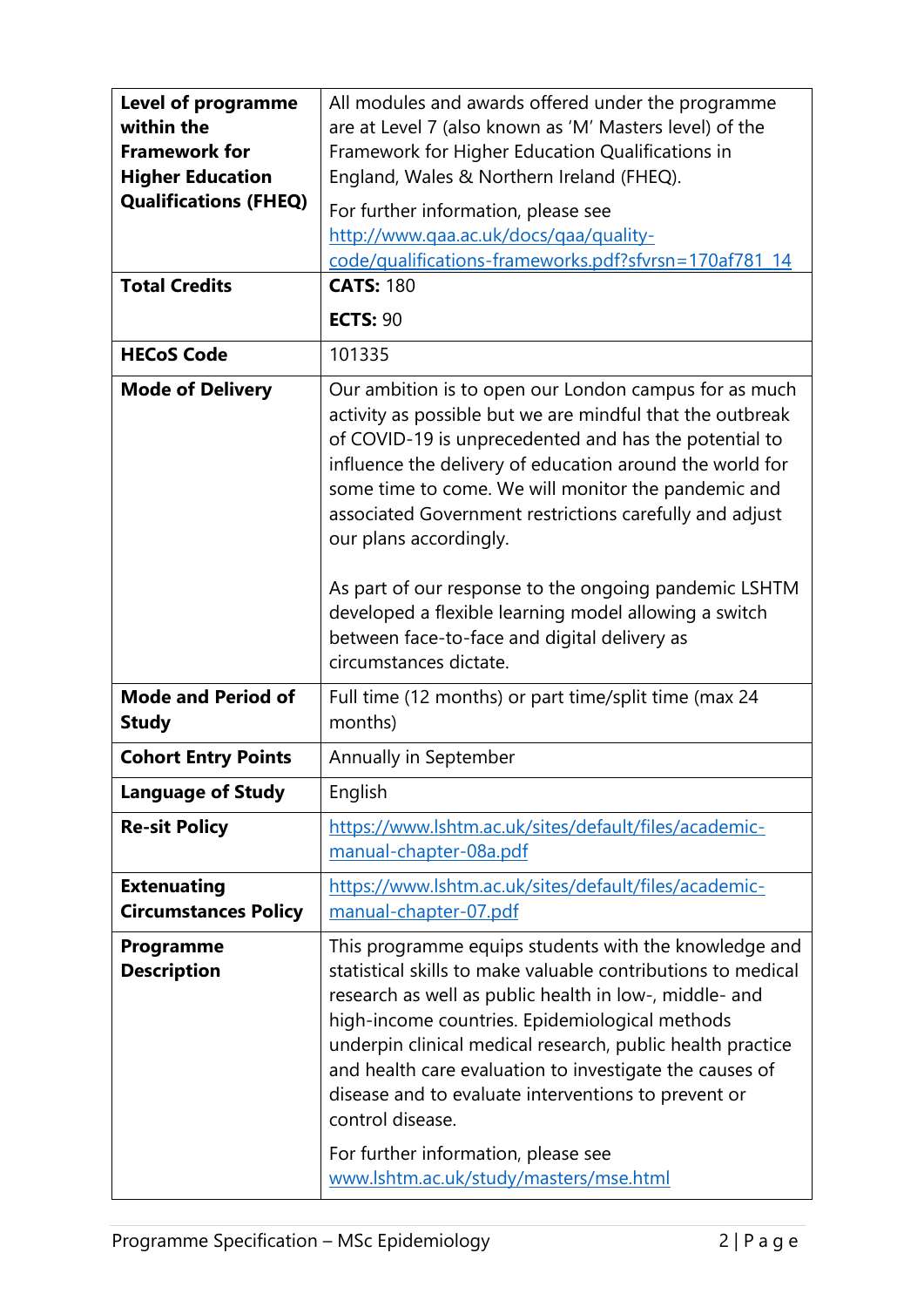| | |
|---|---|
| **Level of programme within the Framework for Higher Education Qualifications (FHEQ)** | All modules and awards offered under the programme are at Level 7 (also known as 'M' Masters level) of the Framework for Higher Education Qualifications in England, Wales & Northern Ireland (FHEQ).<br><br>For further information, please see [http://www.qaa.ac.uk/docs/qaa/quality-code/qualifications-frameworks.pdf?sfvrsn=170af781_14](http://www.qaa.ac.uk/docs/qaa/quality-code/qualifications-frameworks.pdf?sfvrsn=170af781_14) |
| **Total Credits** | **CATS:** 180<br><br>**ECTS:** 90 |
| **HECoS Code** | 101335 |
| **Mode of Delivery** | Our ambition is to open our London campus for as much activity as possible but we are mindful that the outbreak of COVID-19 is unprecedented and has the potential to influence the delivery of education around the world for some time to come. We will monitor the pandemic and associated Government restrictions carefully and adjust our plans accordingly.<br><br>As part of our response to the ongoing pandemic LSHTM developed a flexible learning model allowing a switch between face-to-face and digital delivery as circumstances dictate. |
| **Mode and Period of Study** | Full time (12 months) or part time/split time (max 24 months) |
| **Cohort Entry Points** | Annually in September |
| **Language of Study** | English |
| **Re-sit Policy** | [https://www.lshtm.ac.uk/sites/default/files/academic-manual-chapter-08a.pdf](https://www.lshtm.ac.uk/sites/default/files/academic-manual-chapter-08a.pdf) |
| **Extenuating Circumstances Policy** | [https://www.lshtm.ac.uk/sites/default/files/academic-manual-chapter-07.pdf](https://www.lshtm.ac.uk/sites/default/files/academic-manual-chapter-07.pdf) |
| **Programme Description** | This programme equips students with the knowledge and statistical skills to make valuable contributions to medical research as well as public health in low-, middle- and high-income countries. Epidemiological methods underpin clinical medical research, public health practice and health care evaluation to investigate the causes of disease and to evaluate interventions to prevent or control disease.<br><br>For further information, please see [www.lshtm.ac.uk/study/masters/mse.html](www.lshtm.ac.uk/study/masters/mse.html) |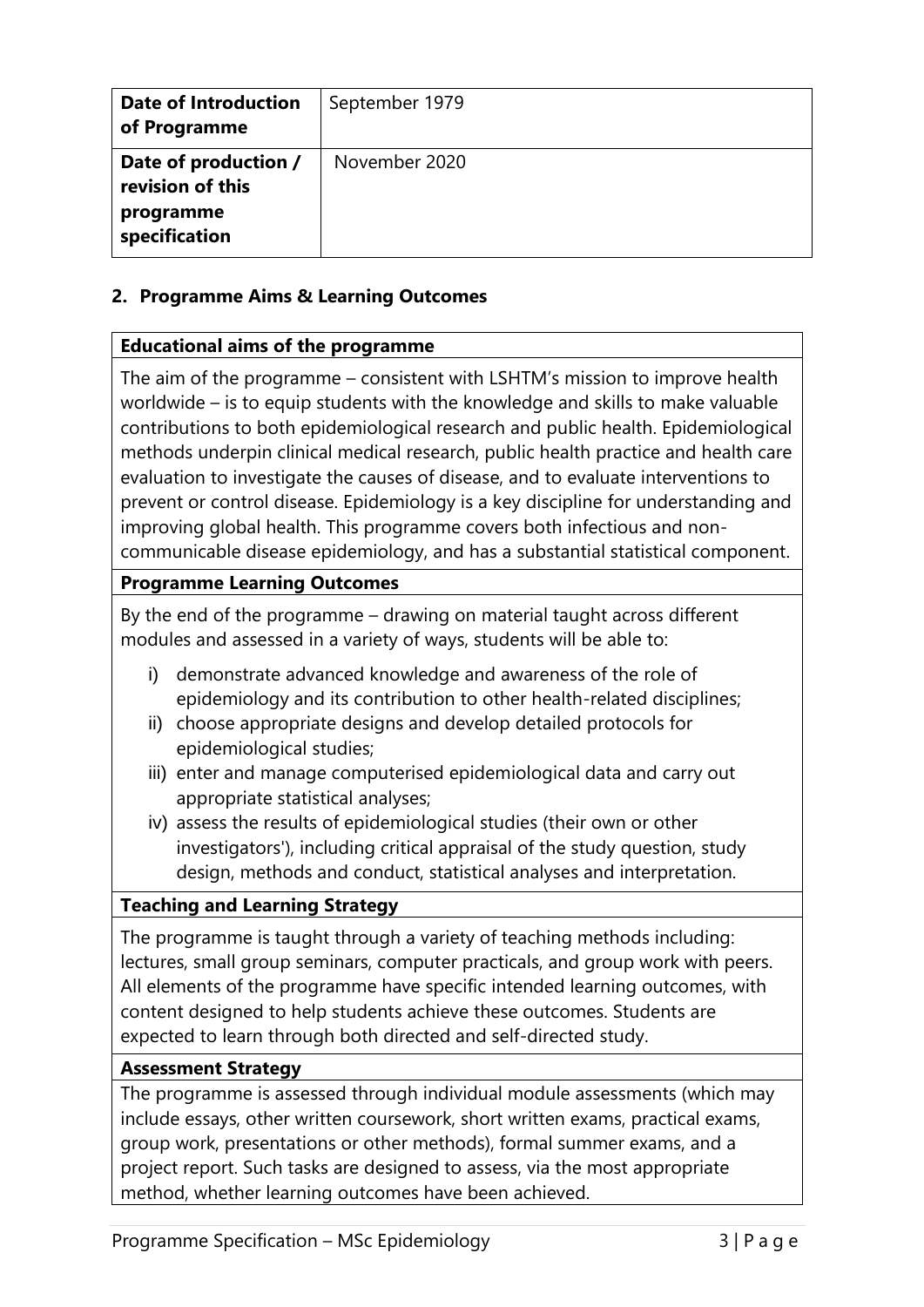| Date of Introduction of Programme | September 1979 |
|---|---|
| Date of production / revision of this programme specification | November 2020 |

## 2. Programme Aims & Learning Outcomes

**Educational aims of the programme**

The aim of the programme – consistent with LSHTM's mission to improve health worldwide – is to equip students with the knowledge and skills to make valuable contributions to both epidemiological research and public health. Epidemiological methods underpin clinical medical research, public health practice and health care evaluation to investigate the causes of disease, and to evaluate interventions to prevent or control disease. Epidemiology is a key discipline for understanding and improving global health. This programme covers both infectious and non-communicable disease epidemiology, and has a substantial statistical component.

**Programme Learning Outcomes**

By the end of the programme – drawing on material taught across different modules and assessed in a variety of ways, students will be able to:

i) demonstrate advanced knowledge and awareness of the role of epidemiology and its contribution to other health-related disciplines;
ii) choose appropriate designs and develop detailed protocols for epidemiological studies;
iii) enter and manage computerised epidemiological data and carry out appropriate statistical analyses;
iv) assess the results of epidemiological studies (their own or other investigators'), including critical appraisal of the study question, study design, methods and conduct, statistical analyses and interpretation.

**Teaching and Learning Strategy**

The programme is taught through a variety of teaching methods including: lectures, small group seminars, computer practicals, and group work with peers. All elements of the programme have specific intended learning outcomes, with content designed to help students achieve these outcomes. Students are expected to learn through both directed and self-directed study.

**Assessment Strategy**

The programme is assessed through individual module assessments (which may include essays, other written coursework, short written exams, practical exams, group work, presentations or other methods), formal summer exams, and a project report. Such tasks are designed to assess, via the most appropriate method, whether learning outcomes have been achieved.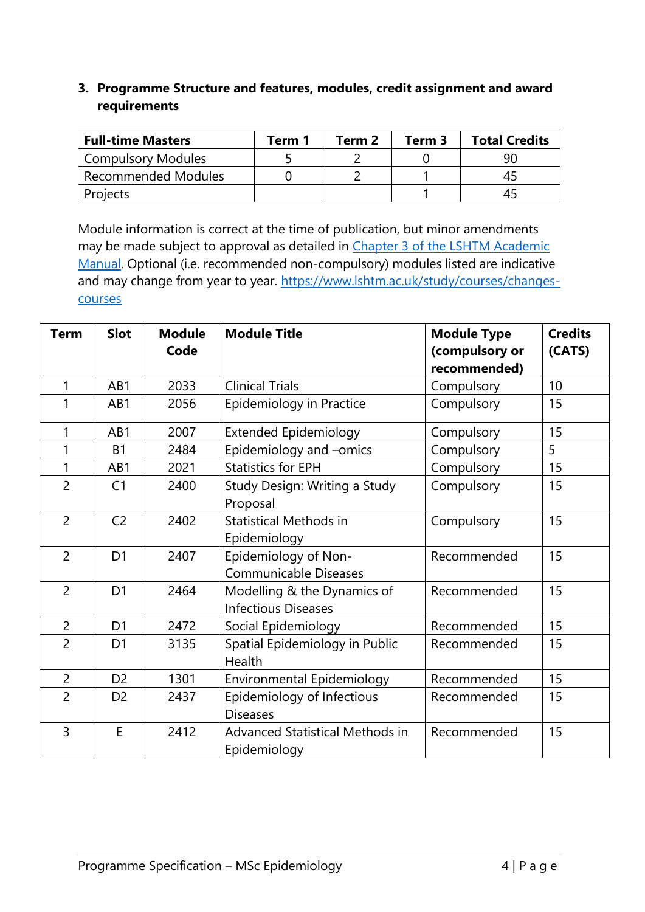### 3. Programme Structure and features, modules, credit assignment and award requirements

| Full-time Masters | Term 1 | Term 2 | Term 3 | Total Credits |
|---|---|---|---|---|
| Compulsory Modules | 5 | 2 | 0 | 90 |
| Recommended Modules | 0 | 2 | 1 | 45 |
| Projects | | | 1 | 45 |

Module information is correct at the time of publication, but minor amendments may be made subject to approval as detailed in [Chapter 3 of the LSHTM Academic Manual](). Optional (i.e. recommended non-compulsory) modules listed are indicative and may change from year to year. [https://www.lshtm.ac.uk/study/courses/changes-courses](https://www.lshtm.ac.uk/study/courses/changes-courses)

| Term | Slot | Module Code | Module Title | Module Type (compulsory or recommended) | Credits (CATS) |
|---|---|---|---|---|---|
| 1 | AB1 | 2033 | Clinical Trials | Compulsory | 10 |
| 1 | AB1 | 2056 | Epidemiology in Practice | Compulsory | 15 |
| 1 | AB1 | 2007 | Extended Epidemiology | Compulsory | 15 |
| 1 | B1 | 2484 | Epidemiology and –omics | Compulsory | 5 |
| 1 | AB1 | 2021 | Statistics for EPH | Compulsory | 15 |
| 2 | C1 | 2400 | Study Design: Writing a Study Proposal | Compulsory | 15 |
| 2 | C2 | 2402 | Statistical Methods in Epidemiology | Compulsory | 15 |
| 2 | D1 | 2407 | Epidemiology of Non-Communicable Diseases | Recommended | 15 |
| 2 | D1 | 2464 | Modelling & the Dynamics of Infectious Diseases | Recommended | 15 |
| 2 | D1 | 2472 | Social Epidemiology | Recommended | 15 |
| 2 | D1 | 3135 | Spatial Epidemiology in Public Health | Recommended | 15 |
| 2 | D2 | 1301 | Environmental Epidemiology | Recommended | 15 |
| 2 | D2 | 2437 | Epidemiology of Infectious Diseases | Recommended | 15 |
| 3 | E | 2412 | Advanced Statistical Methods in Epidemiology | Recommended | 15 |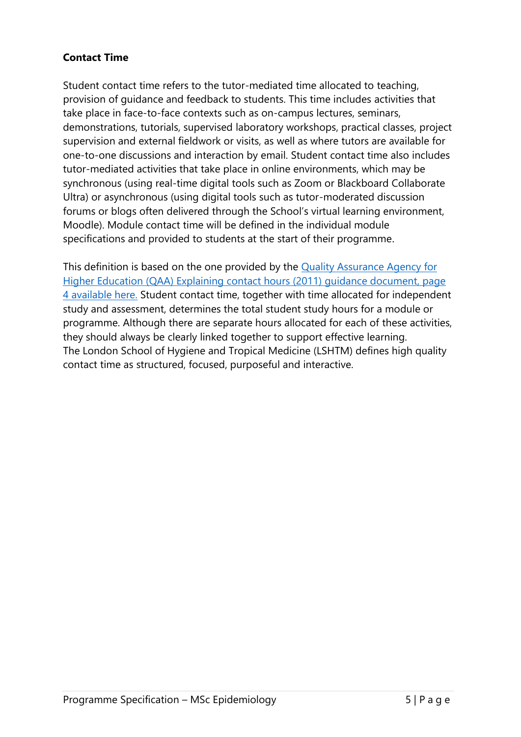**Contact Time**

Student contact time refers to the tutor-mediated time allocated to teaching, provision of guidance and feedback to students. This time includes activities that take place in face-to-face contexts such as on-campus lectures, seminars, demonstrations, tutorials, supervised laboratory workshops, practical classes, project supervision and external fieldwork or visits, as well as where tutors are available for one-to-one discussions and interaction by email. Student contact time also includes tutor-mediated activities that take place in online environments, which may be synchronous (using real-time digital tools such as Zoom or Blackboard Collaborate Ultra) or asynchronous (using digital tools such as tutor-moderated discussion forums or blogs often delivered through the School's virtual learning environment, Moodle). Module contact time will be defined in the individual module specifications and provided to students at the start of their programme.

This definition is based on the one provided by the Quality Assurance Agency for Higher Education (QAA) Explaining contact hours (2011) guidance document, page 4 available here. Student contact time, together with time allocated for independent study and assessment, determines the total student study hours for a module or programme. Although there are separate hours allocated for each of these activities, they should always be clearly linked together to support effective learning.
The London School of Hygiene and Tropical Medicine (LSHTM) defines high quality contact time as structured, focused, purposeful and interactive.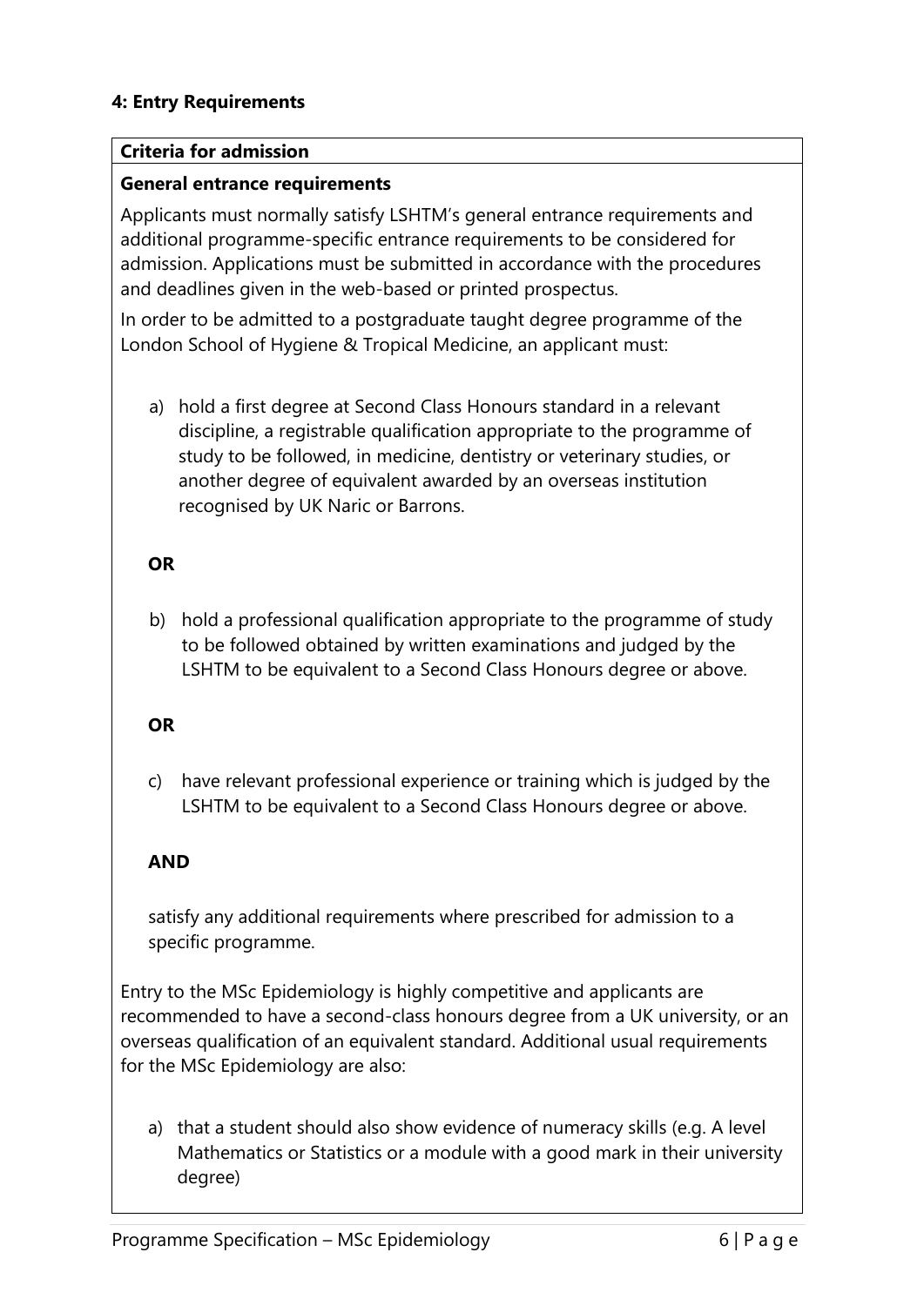## 4: Entry Requirements

**Criteria for admission**

**General entrance requirements**

Applicants must normally satisfy LSHTM's general entrance requirements and additional programme-specific entrance requirements to be considered for admission. Applications must be submitted in accordance with the procedures and deadlines given in the web-based or printed prospectus.

In order to be admitted to a postgraduate taught degree programme of the London School of Hygiene & Tropical Medicine, an applicant must:

a) hold a first degree at Second Class Honours standard in a relevant discipline, a registrable qualification appropriate to the programme of study to be followed, in medicine, dentistry or veterinary studies, or another degree of equivalent awarded by an overseas institution recognised by UK Naric or Barrons.

**OR**

b) hold a professional qualification appropriate to the programme of study to be followed obtained by written examinations and judged by the LSHTM to be equivalent to a Second Class Honours degree or above.

**OR**

c) have relevant professional experience or training which is judged by the LSHTM to be equivalent to a Second Class Honours degree or above.

**AND**

satisfy any additional requirements where prescribed for admission to a specific programme.

Entry to the MSc Epidemiology is highly competitive and applicants are recommended to have a second-class honours degree from a UK university, or an overseas qualification of an equivalent standard. Additional usual requirements for the MSc Epidemiology are also:

a) that a student should also show evidence of numeracy skills (e.g. A level Mathematics or Statistics or a module with a good mark in their university degree)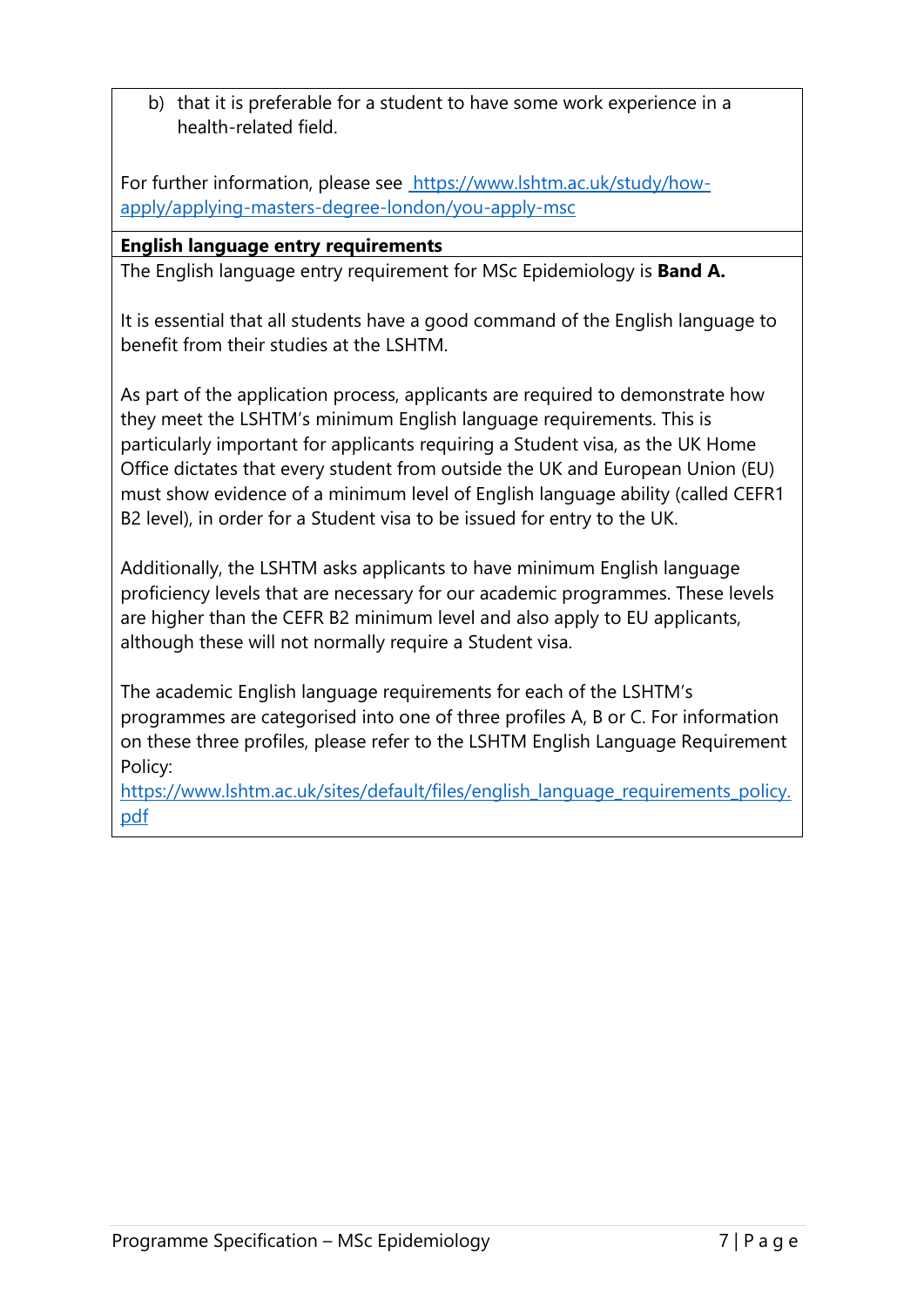b) that it is preferable for a student to have some work experience in a health-related field.

For further information, please see https://www.lshtm.ac.uk/study/how-apply/applying-masters-degree-london/you-apply-msc

**English language entry requirements**

The English language entry requirement for MSc Epidemiology is **Band A.**

It is essential that all students have a good command of the English language to benefit from their studies at the LSHTM.

As part of the application process, applicants are required to demonstrate how they meet the LSHTM's minimum English language requirements. This is particularly important for applicants requiring a Student visa, as the UK Home Office dictates that every student from outside the UK and European Union (EU) must show evidence of a minimum level of English language ability (called CEFR1 B2 level), in order for a Student visa to be issued for entry to the UK.

Additionally, the LSHTM asks applicants to have minimum English language proficiency levels that are necessary for our academic programmes. These levels are higher than the CEFR B2 minimum level and also apply to EU applicants, although these will not normally require a Student visa.

The academic English language requirements for each of the LSHTM's programmes are categorised into one of three profiles A, B or C. For information on these three profiles, please refer to the LSHTM English Language Requirement Policy:
https://www.lshtm.ac.uk/sites/default/files/english_language_requirements_policy.pdf